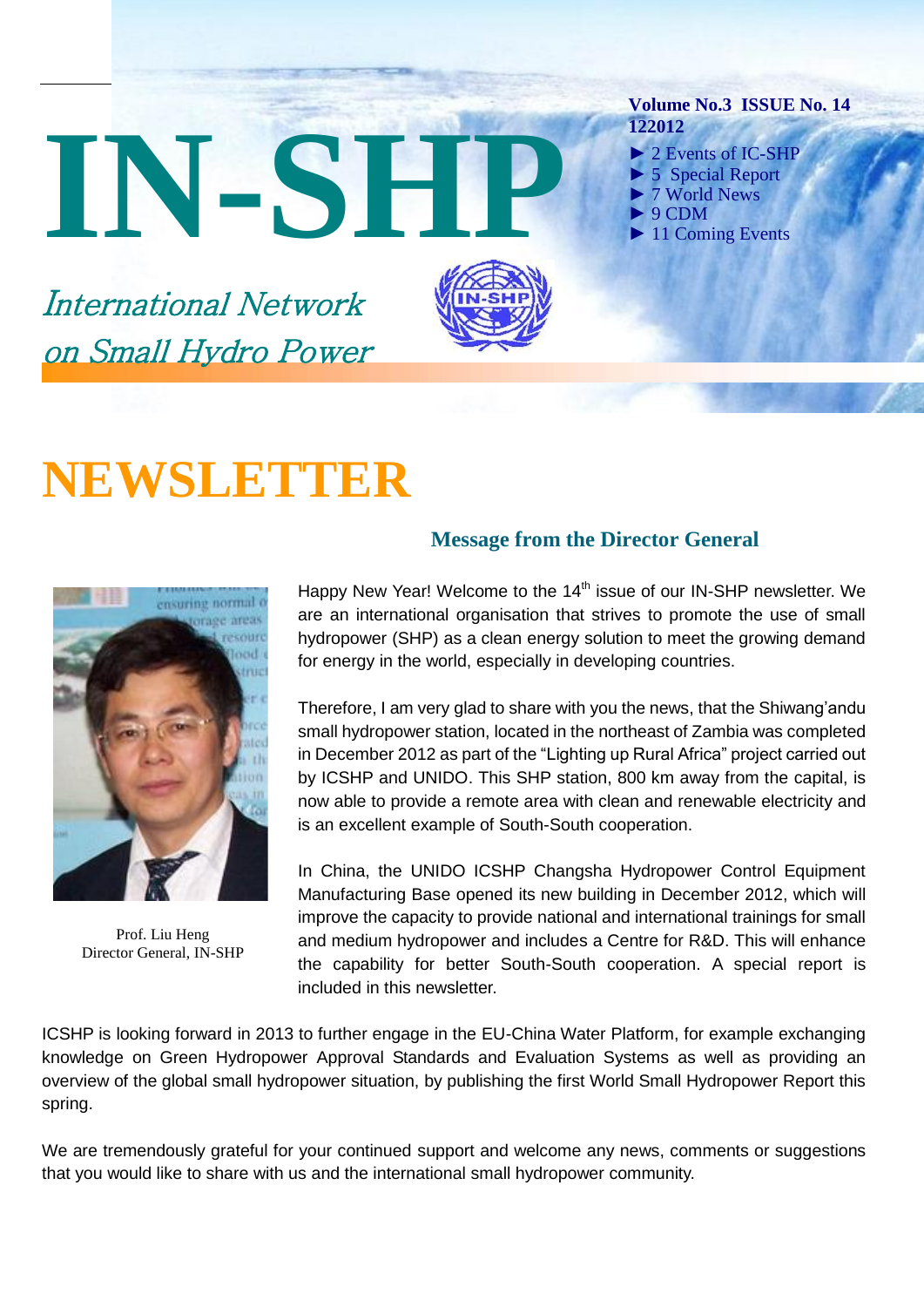# IN-SHP

*International Network on Small Hydro Power*

**Volume No.3 ISSUE No. 14 122012**

- ► 2 Events of IC-SHP
- ► 5 Special Report
- ► 7 World News
- ► 9 CDM
- ► 11 Coming Events

# NEWSLETTER

## Message from the Director General

Prof. Liu Heng
Director General, IN-SHP

Happy New Year! Welcome to the 14th issue of our IN-SHP newsletter. We are an international organisation that strives to promote the use of small hydropower (SHP) as a clean energy solution to meet the growing demand for energy in the world, especially in developing countries.

Therefore, I am very glad to share with you the news, that the Shiwang'andu small hydropower station, located in the northeast of Zambia was completed in December 2012 as part of the "Lighting up Rural Africa" project carried out by ICSHP and UNIDO. This SHP station, 800 km away from the capital, is now able to provide a remote area with clean and renewable electricity and is an excellent example of South-South cooperation.

In China, the UNIDO ICSHP Changsha Hydropower Control Equipment Manufacturing Base opened its new building in December 2012, which will improve the capacity to provide national and international trainings for small and medium hydropower and includes a Centre for R&D. This will enhance the capability for better South-South cooperation. A special report is included in this newsletter.

ICSHP is looking forward in 2013 to further engage in the EU-China Water Platform, for example exchanging knowledge on Green Hydropower Approval Standards and Evaluation Systems as well as providing an overview of the global small hydropower situation, by publishing the first World Small Hydropower Report this spring.

We are tremendously grateful for your continued support and welcome any news, comments or suggestions that you would like to share with us and the international small hydropower community.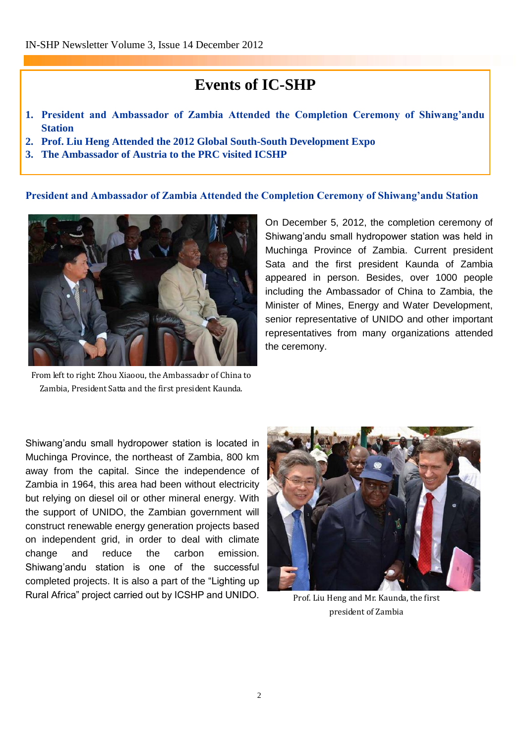# Events of IC-SHP

1. **President and Ambassador of Zambia Attended the Completion Ceremony of Shiwang'andu Station**
2. **Prof. Liu Heng Attended the 2012 Global South-South Development Expo**
3. **The Ambassador of Austria to the PRC visited ICSHP**

## President and Ambassador of Zambia Attended the Completion Ceremony of Shiwang'andu Station

From left to right: Zhou Xiaoou, the Ambassador of China to Zambia, President Satta and the first president Kaunda.

On December 5, 2012, the completion ceremony of Shiwang'andu small hydropower station was held in Muchinga Province of Zambia. Current president Sata and the first president Kaunda of Zambia appeared in person. Besides, over 1000 people including the Ambassador of China to Zambia, the Minister of Mines, Energy and Water Development, senior representative of UNIDO and other important representatives from many organizations attended the ceremony.

Shiwang'andu small hydropower station is located in Muchinga Province, the northeast of Zambia, 800 km away from the capital. Since the independence of Zambia in 1964, this area had been without electricity but relying on diesel oil or other mineral energy. With the support of UNIDO, the Zambian government will construct renewable energy generation projects based on independent grid, in order to deal with climate change and reduce the carbon emission. Shiwang'andu station is one of the successful completed projects. It is also a part of the "Lighting up Rural Africa" project carried out by ICSHP and UNIDO.

Prof. Liu Heng and Mr. Kaunda, the first president of Zambia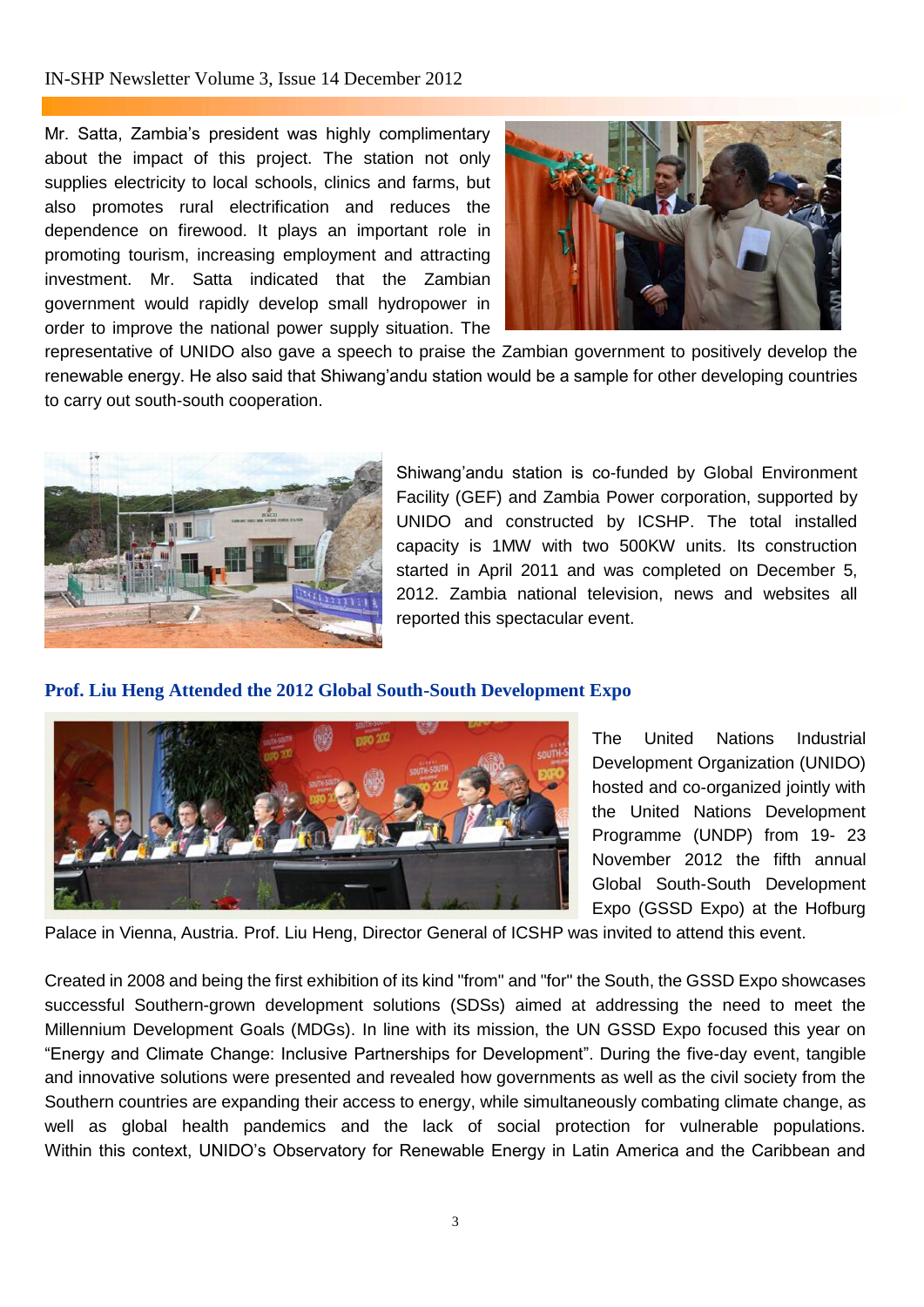Mr. Satta, Zambia's president was highly complimentary about the impact of this project. The station not only supplies electricity to local schools, clinics and farms, but also promotes rural electrification and reduces the dependence on firewood. It plays an important role in promoting tourism, increasing employment and attracting investment. Mr. Satta indicated that the Zambian government would rapidly develop small hydropower in order to improve the national power supply situation. The representative of UNIDO also gave a speech to praise the Zambian government to positively develop the renewable energy. He also said that Shiwang'andu station would be a sample for other developing countries to carry out south-south cooperation.

Shiwang'andu station is co-funded by Global Environment Facility (GEF) and Zambia Power corporation, supported by UNIDO and constructed by ICSHP. The total installed capacity is 1MW with two 500KW units. Its construction started in April 2011 and was completed on December 5, 2012. Zambia national television, news and websites all reported this spectacular event.

## Prof. Liu Heng Attended the 2012 Global South-South Development Expo

The United Nations Industrial Development Organization (UNIDO) hosted and co-organized jointly with the United Nations Development Programme (UNDP) from 19- 23 November 2012 the fifth annual Global South-South Development Expo (GSSD Expo) at the Hofburg Palace in Vienna, Austria. Prof. Liu Heng, Director General of ICSHP was invited to attend this event.

Created in 2008 and being the first exhibition of its kind "from" and "for" the South, the GSSD Expo showcases successful Southern-grown development solutions (SDSs) aimed at addressing the need to meet the Millennium Development Goals (MDGs). In line with its mission, the UN GSSD Expo focused this year on "Energy and Climate Change: Inclusive Partnerships for Development". During the five-day event, tangible and innovative solutions were presented and revealed how governments as well as the civil society from the Southern countries are expanding their access to energy, while simultaneously combating climate change, as well as global health pandemics and the lack of social protection for vulnerable populations. Within this context, UNIDO's Observatory for Renewable Energy in Latin America and the Caribbean and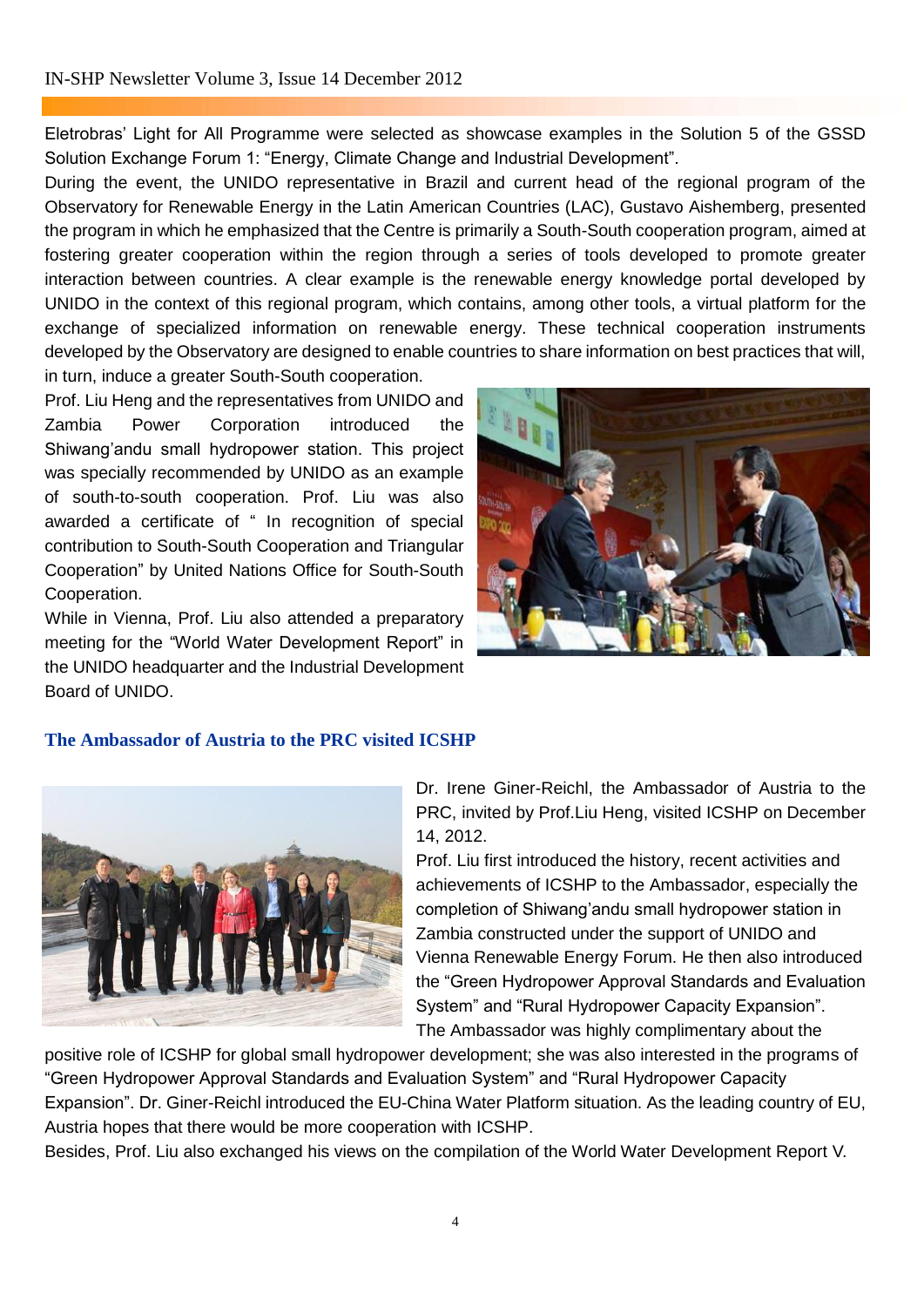Eletrobras' Light for All Programme were selected as showcase examples in the Solution 5 of the GSSD Solution Exchange Forum 1: "Energy, Climate Change and Industrial Development".

During the event, the UNIDO representative in Brazil and current head of the regional program of the Observatory for Renewable Energy in the Latin American Countries (LAC), Gustavo Aishemberg, presented the program in which he emphasized that the Centre is primarily a South-South cooperation program, aimed at fostering greater cooperation within the region through a series of tools developed to promote greater interaction between countries. A clear example is the renewable energy knowledge portal developed by UNIDO in the context of this regional program, which contains, among other tools, a virtual platform for the exchange of specialized information on renewable energy. These technical cooperation instruments developed by the Observatory are designed to enable countries to share information on best practices that will, in turn, induce a greater South-South cooperation.

Prof. Liu Heng and the representatives from UNIDO and Zambia Power Corporation introduced the Shiwang'andu small hydropower station. This project was specially recommended by UNIDO as an example of south-to-south cooperation. Prof. Liu was also awarded a certificate of " In recognition of special contribution to South-South Cooperation and Triangular Cooperation" by United Nations Office for South-South Cooperation.

While in Vienna, Prof. Liu also attended a preparatory meeting for the "World Water Development Report" in the UNIDO headquarter and the Industrial Development Board of UNIDO.

## The Ambassador of Austria to the PRC visited ICSHP

Dr. Irene Giner-Reichl, the Ambassador of Austria to the PRC, invited by Prof.Liu Heng, visited ICSHP on December 14, 2012.

Prof. Liu first introduced the history, recent activities and achievements of ICSHP to the Ambassador, especially the completion of Shiwang'andu small hydropower station in Zambia constructed under the support of UNIDO and Vienna Renewable Energy Forum. He then also introduced the "Green Hydropower Approval Standards and Evaluation System" and "Rural Hydropower Capacity Expansion".

The Ambassador was highly complimentary about the positive role of ICSHP for global small hydropower development; she was also interested in the programs of "Green Hydropower Approval Standards and Evaluation System" and "Rural Hydropower Capacity Expansion". Dr. Giner-Reichl introduced the EU-China Water Platform situation. As the leading country of EU, Austria hopes that there would be more cooperation with ICSHP.

Besides, Prof. Liu also exchanged his views on the compilation of the World Water Development Report V.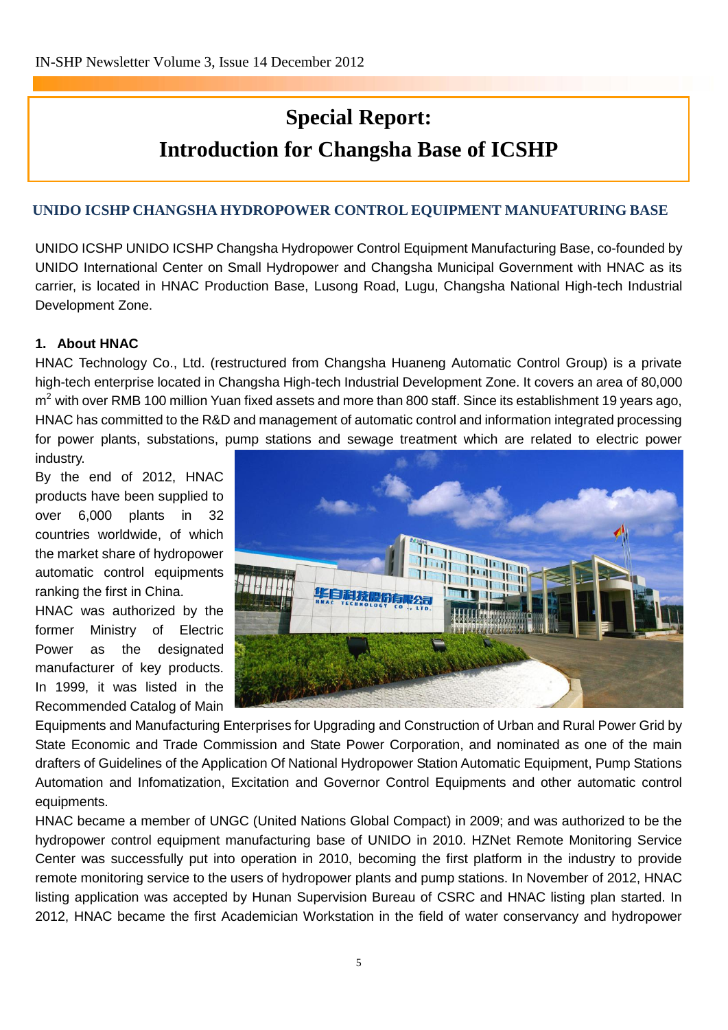# Special Report:
# Introduction for Changsha Base of ICSHP

## UNIDO ICSHP CHANGSHA HYDROPOWER CONTROL EQUIPMENT MANUFATURING BASE

UNIDO ICSHP UNIDO ICSHP Changsha Hydropower Control Equipment Manufacturing Base, co-founded by UNIDO International Center on Small Hydropower and Changsha Municipal Government with HNAC as its carrier, is located in HNAC Production Base, Lusong Road, Lugu, Changsha National High-tech Industrial Development Zone.

### 1. About HNAC

HNAC Technology Co., Ltd. (restructured from Changsha Huaneng Automatic Control Group) is a private high-tech enterprise located in Changsha High-tech Industrial Development Zone. It covers an area of 80,000 $m^2$ with over RMB 100 million Yuan fixed assets and more than 800 staff. Since its establishment 19 years ago, HNAC has committed to the R&D and management of automatic control and information integrated processing for power plants, substations, pump stations and sewage treatment which are related to electric power industry.

By the end of 2012, HNAC products have been supplied to over 6,000 plants in 32 countries worldwide, of which the market share of hydropower automatic control equipments ranking the first in China.

HNAC was authorized by the former Ministry of Electric Power as the designated manufacturer of key products. In 1999, it was listed in the Recommended Catalog of Main Equipments and Manufacturing Enterprises for Upgrading and Construction of Urban and Rural Power Grid by State Economic and Trade Commission and State Power Corporation, and nominated as one of the main drafters of Guidelines of the Application Of National Hydropower Station Automatic Equipment, Pump Stations Automation and Infomatization, Excitation and Governor Control Equipments and other automatic control equipments.

HNAC became a member of UNGC (United Nations Global Compact) in 2009; and was authorized to be the hydropower control equipment manufacturing base of UNIDO in 2010. HZNet Remote Monitoring Service Center was successfully put into operation in 2010, becoming the first platform in the industry to provide remote monitoring service to the users of hydropower plants and pump stations. In November of 2012, HNAC listing application was accepted by Hunan Supervision Bureau of CSRC and HNAC listing plan started. In 2012, HNAC became the first Academician Workstation in the field of water conservancy and hydropower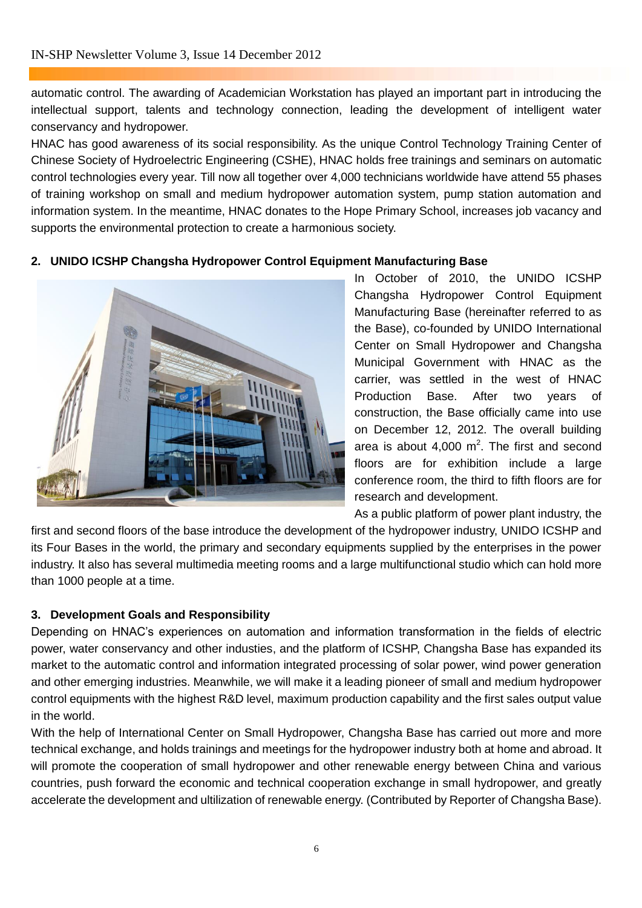automatic control. The awarding of Academician Workstation has played an important part in introducing the intellectual support, talents and technology connection, leading the development of intelligent water conservancy and hydropower.

HNAC has good awareness of its social responsibility. As the unique Control Technology Training Center of Chinese Society of Hydroelectric Engineering (CSHE), HNAC holds free trainings and seminars on automatic control technologies every year. Till now all together over 4,000 technicians worldwide have attend 55 phases of training workshop on small and medium hydropower automation system, pump station automation and information system. In the meantime, HNAC donates to the Hope Primary School, increases job vacancy and supports the environmental protection to create a harmonious society.

### 2. UNIDO ICSHP Changsha Hydropower Control Equipment Manufacturing Base

In October of 2010, the UNIDO ICSHP Changsha Hydropower Control Equipment Manufacturing Base (hereinafter referred to as the Base), co-founded by UNIDO International Center on Small Hydropower and Changsha Municipal Government with HNAC as the carrier, was settled in the west of HNAC Production Base. After two years of construction, the Base officially came into use on December 12, 2012. The overall building area is about 4,000 $m^2$. The first and second floors are for exhibition include a large conference room, the third to fifth floors are for research and development.

As a public platform of power plant industry, the first and second floors of the base introduce the development of the hydropower industry, UNIDO ICSHP and its Four Bases in the world, the primary and secondary equipments supplied by the enterprises in the power industry. It also has several multimedia meeting rooms and a large multifunctional studio which can hold more than 1000 people at a time.

### 3. Development Goals and Responsibility

Depending on HNAC's experiences on automation and information transformation in the fields of electric power, water conservancy and other industies, and the platform of ICSHP, Changsha Base has expanded its market to the automatic control and information integrated processing of solar power, wind power generation and other emerging industries. Meanwhile, we will make it a leading pioneer of small and medium hydropower control equipments with the highest R&D level, maximum production capability and the first sales output value in the world.

With the help of International Center on Small Hydropower, Changsha Base has carried out more and more technical exchange, and holds trainings and meetings for the hydropower industry both at home and abroad. It will promote the cooperation of small hydropower and other renewable energy between China and various countries, push forward the economic and technical cooperation exchange in small hydropower, and greatly accelerate the development and ultilization of renewable energy. (Contributed by Reporter of Changsha Base).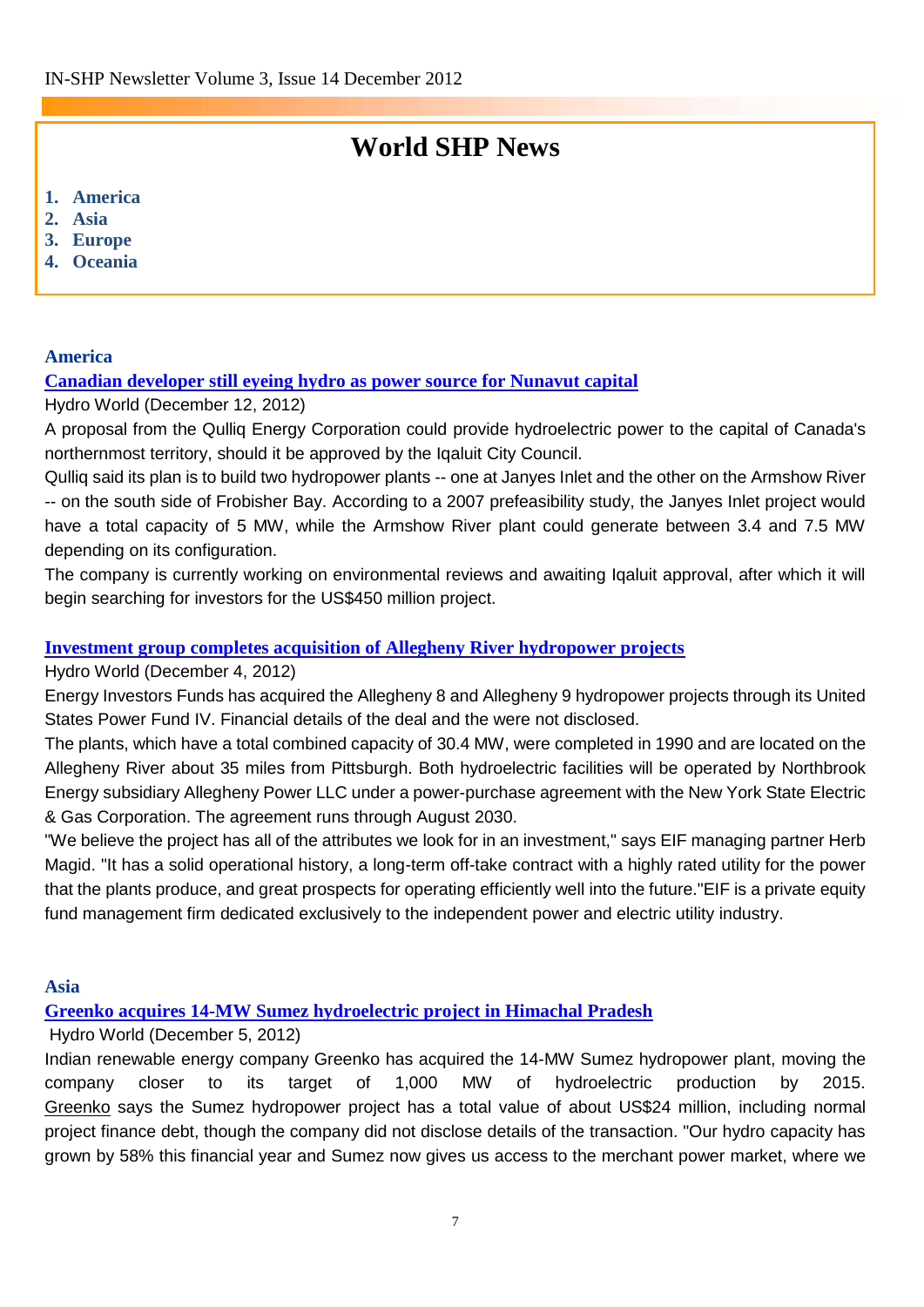# World SHP News

1. America
2. Asia
3. Europe
4. Oceania

## America

### Canadian developer still eyeing hydro as power source for Nunavut capital

Hydro World (December 12, 2012)

A proposal from the Qulliq Energy Corporation could provide hydroelectric power to the capital of Canada's northernmost territory, should it be approved by the Iqaluit City Council.

Qulliq said its plan is to build two hydropower plants -- one at Janyes Inlet and the other on the Armshow River -- on the south side of Frobisher Bay. According to a 2007 prefeasibility study, the Janyes Inlet project would have a total capacity of 5 MW, while the Armshow River plant could generate between 3.4 and 7.5 MW depending on its configuration.

The company is currently working on environmental reviews and awaiting Iqaluit approval, after which it will begin searching for investors for the US$450 million project.

### Investment group completes acquisition of Allegheny River hydropower projects

Hydro World (December 4, 2012)

Energy Investors Funds has acquired the Allegheny 8 and Allegheny 9 hydropower projects through its United States Power Fund IV. Financial details of the deal and the were not disclosed.

The plants, which have a total combined capacity of 30.4 MW, were completed in 1990 and are located on the Allegheny River about 35 miles from Pittsburgh. Both hydroelectric facilities will be operated by Northbrook Energy subsidiary Allegheny Power LLC under a power-purchase agreement with the New York State Electric & Gas Corporation. The agreement runs through August 2030.

"We believe the project has all of the attributes we look for in an investment," says EIF managing partner Herb Magid. "It has a solid operational history, a long-term off-take contract with a highly rated utility for the power that the plants produce, and great prospects for operating efficiently well into the future."EIF is a private equity fund management firm dedicated exclusively to the independent power and electric utility industry.

## Asia

### Greenko acquires 14-MW Sumez hydroelectric project in Himachal Pradesh

Hydro World (December 5, 2012)

Indian renewable energy company Greenko has acquired the 14-MW Sumez hydropower plant, moving the company closer to its target of 1,000 MW of hydroelectric production by 2015. Greenko says the Sumez hydropower project has a total value of about US$24 million, including normal project finance debt, though the company did not disclose details of the transaction. "Our hydro capacity has grown by 58% this financial year and Sumez now gives us access to the merchant power market, where we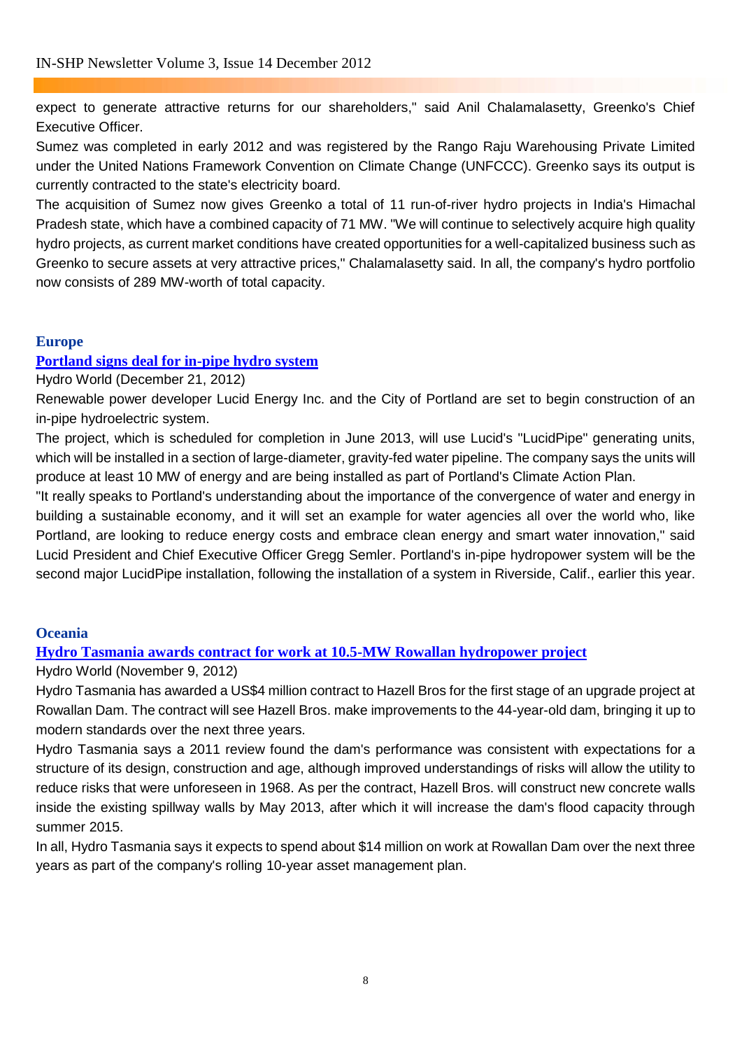expect to generate attractive returns for our shareholders," said Anil Chalamalasetty, Greenko's Chief Executive Officer.

Sumez was completed in early 2012 and was registered by the Rango Raju Warehousing Private Limited under the United Nations Framework Convention on Climate Change (UNFCCC). Greenko says its output is currently contracted to the state's electricity board.

The acquisition of Sumez now gives Greenko a total of 11 run-of-river hydro projects in India's Himachal Pradesh state, which have a combined capacity of 71 MW. "We will continue to selectively acquire high quality hydro projects, as current market conditions have created opportunities for a well-capitalized business such as Greenko to secure assets at very attractive prices," Chalamalasetty said. In all, the company's hydro portfolio now consists of 289 MW-worth of total capacity.

## Europe

### Portland signs deal for in-pipe hydro system

Hydro World (December 21, 2012)

Renewable power developer Lucid Energy Inc. and the City of Portland are set to begin construction of an in-pipe hydroelectric system.

The project, which is scheduled for completion in June 2013, will use Lucid's "LucidPipe" generating units, which will be installed in a section of large-diameter, gravity-fed water pipeline. The company says the units will produce at least 10 MW of energy and are being installed as part of Portland's Climate Action Plan.

"It really speaks to Portland's understanding about the importance of the convergence of water and energy in building a sustainable economy, and it will set an example for water agencies all over the world who, like Portland, are looking to reduce energy costs and embrace clean energy and smart water innovation," said Lucid President and Chief Executive Officer Gregg Semler. Portland's in-pipe hydropower system will be the second major LucidPipe installation, following the installation of a system in Riverside, Calif., earlier this year.

## Oceania

### Hydro Tasmania awards contract for work at 10.5-MW Rowallan hydropower project

Hydro World (November 9, 2012)

Hydro Tasmania has awarded a US$4 million contract to Hazell Bros for the first stage of an upgrade project at Rowallan Dam. The contract will see Hazell Bros. make improvements to the 44-year-old dam, bringing it up to modern standards over the next three years.

Hydro Tasmania says a 2011 review found the dam's performance was consistent with expectations for a structure of its design, construction and age, although improved understandings of risks will allow the utility to reduce risks that were unforeseen in 1968. As per the contract, Hazell Bros. will construct new concrete walls inside the existing spillway walls by May 2013, after which it will increase the dam's flood capacity through summer 2015.

In all, Hydro Tasmania says it expects to spend about $14 million on work at Rowallan Dam over the next three years as part of the company's rolling 10-year asset management plan.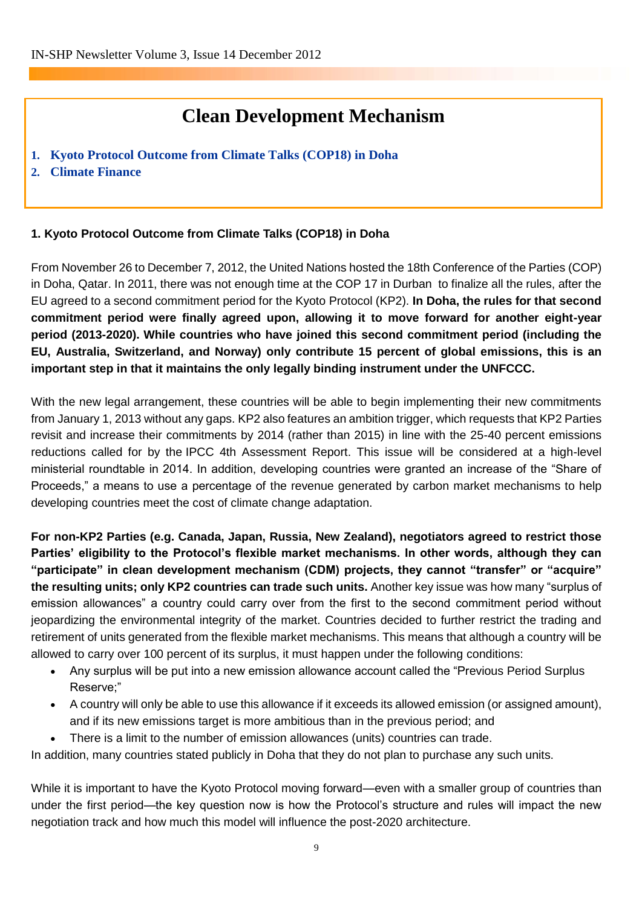# Clean Development Mechanism

1. **Kyoto Protocol Outcome from Climate Talks (COP18) in Doha**
2. **Climate Finance**

## 1. Kyoto Protocol Outcome from Climate Talks (COP18) in Doha

From November 26 to December 7, 2012, the United Nations hosted the 18th Conference of the Parties (COP) in Doha, Qatar. In 2011, there was not enough time at the COP 17 in Durban to finalize all the rules, after the EU agreed to a second commitment period for the Kyoto Protocol (KP2). **In Doha, the rules for that second commitment period were finally agreed upon, allowing it to move forward for another eight-year period (2013-2020). While countries who have joined this second commitment period (including the EU, Australia, Switzerland, and Norway) only contribute 15 percent of global emissions, this is an important step in that it maintains the only legally binding instrument under the UNFCCC.**

With the new legal arrangement, these countries will be able to begin implementing their new commitments from January 1, 2013 without any gaps. KP2 also features an ambition trigger, which requests that KP2 Parties revisit and increase their commitments by 2014 (rather than 2015) in line with the 25-40 percent emissions reductions called for by the IPCC 4th Assessment Report. This issue will be considered at a high-level ministerial roundtable in 2014. In addition, developing countries were granted an increase of the "Share of Proceeds," a means to use a percentage of the revenue generated by carbon market mechanisms to help developing countries meet the cost of climate change adaptation.

**For non-KP2 Parties (e.g. Canada, Japan, Russia, New Zealand), negotiators agreed to restrict those Parties' eligibility to the Protocol's flexible market mechanisms. In other words, although they can "participate" in clean development mechanism (CDM) projects, they cannot "transfer" or "acquire" the resulting units; only KP2 countries can trade such units.** Another key issue was how many "surplus of emission allowances" a country could carry over from the first to the second commitment period without jeopardizing the environmental integrity of the market. Countries decided to further restrict the trading and retirement of units generated from the flexible market mechanisms. This means that although a country will be allowed to carry over 100 percent of its surplus, it must happen under the following conditions:

- Any surplus will be put into a new emission allowance account called the "Previous Period Surplus Reserve;"
- A country will only be able to use this allowance if it exceeds its allowed emission (or assigned amount), and if its new emissions target is more ambitious than in the previous period; and
- There is a limit to the number of emission allowances (units) countries can trade.

In addition, many countries stated publicly in Doha that they do not plan to purchase any such units.

While it is important to have the Kyoto Protocol moving forward—even with a smaller group of countries than under the first period—the key question now is how the Protocol's structure and rules will impact the new negotiation track and how much this model will influence the post-2020 architecture.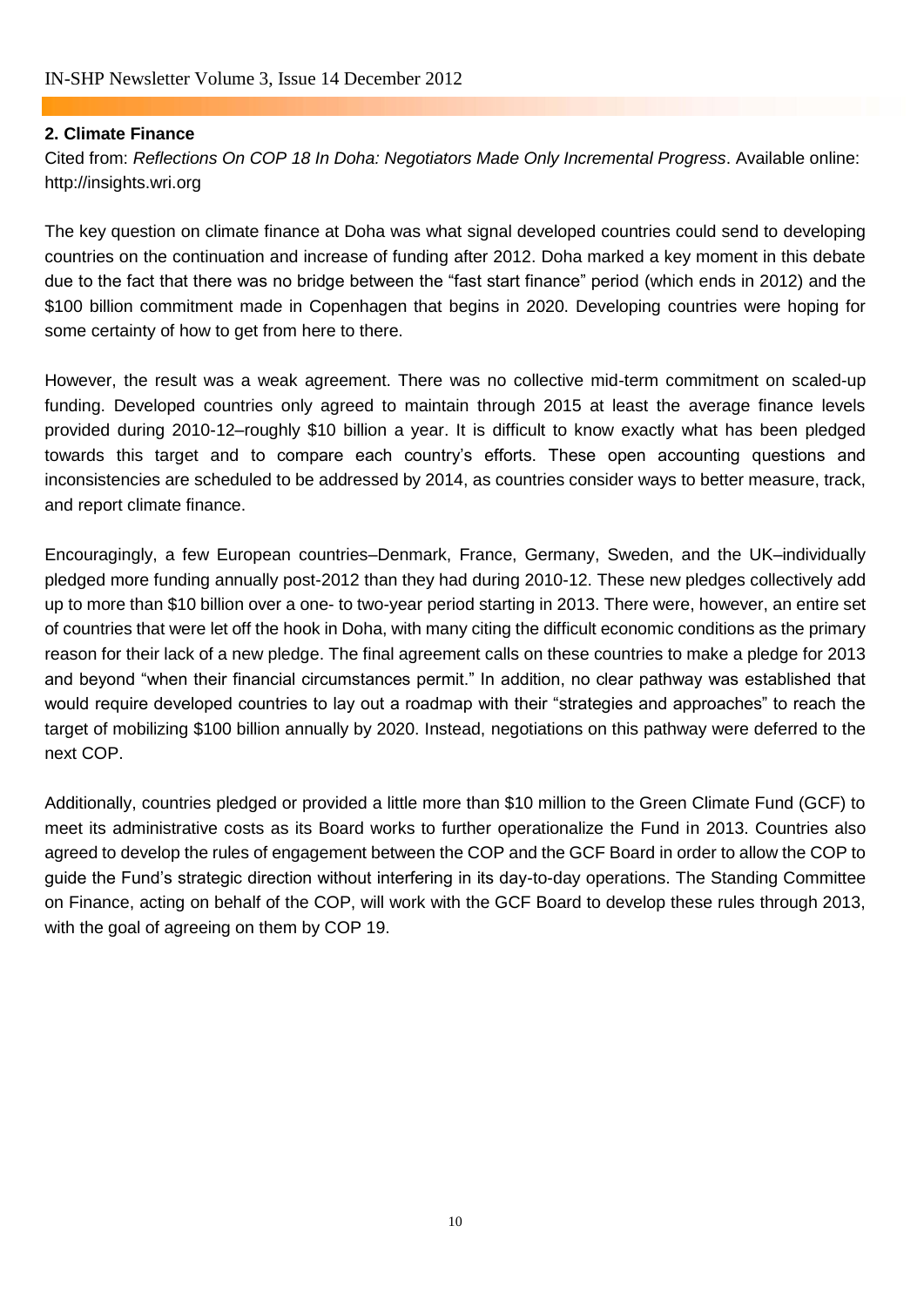## 2. Climate Finance

Cited from: *Reflections On COP 18 In Doha: Negotiators Made Only Incremental Progress*. Available online: http://insights.wri.org

The key question on climate finance at Doha was what signal developed countries could send to developing countries on the continuation and increase of funding after 2012. Doha marked a key moment in this debate due to the fact that there was no bridge between the "fast start finance" period (which ends in 2012) and the $100 billion commitment made in Copenhagen that begins in 2020. Developing countries were hoping for some certainty of how to get from here to there.

However, the result was a weak agreement. There was no collective mid-term commitment on scaled-up funding. Developed countries only agreed to maintain through 2015 at least the average finance levels provided during 2010-12–roughly $10 billion a year. It is difficult to know exactly what has been pledged towards this target and to compare each country's efforts. These open accounting questions and inconsistencies are scheduled to be addressed by 2014, as countries consider ways to better measure, track, and report climate finance.

Encouragingly, a few European countries–Denmark, France, Germany, Sweden, and the UK–individually pledged more funding annually post-2012 than they had during 2010-12. These new pledges collectively add up to more than $10 billion over a one- to two-year period starting in 2013. There were, however, an entire set of countries that were let off the hook in Doha, with many citing the difficult economic conditions as the primary reason for their lack of a new pledge. The final agreement calls on these countries to make a pledge for 2013 and beyond "when their financial circumstances permit." In addition, no clear pathway was established that would require developed countries to lay out a roadmap with their "strategies and approaches" to reach the target of mobilizing $100 billion annually by 2020. Instead, negotiations on this pathway were deferred to the next COP.

Additionally, countries pledged or provided a little more than $10 million to the Green Climate Fund (GCF) to meet its administrative costs as its Board works to further operationalize the Fund in 2013. Countries also agreed to develop the rules of engagement between the COP and the GCF Board in order to allow the COP to guide the Fund's strategic direction without interfering in its day-to-day operations. The Standing Committee on Finance, acting on behalf of the COP, will work with the GCF Board to develop these rules through 2013, with the goal of agreeing on them by COP 19.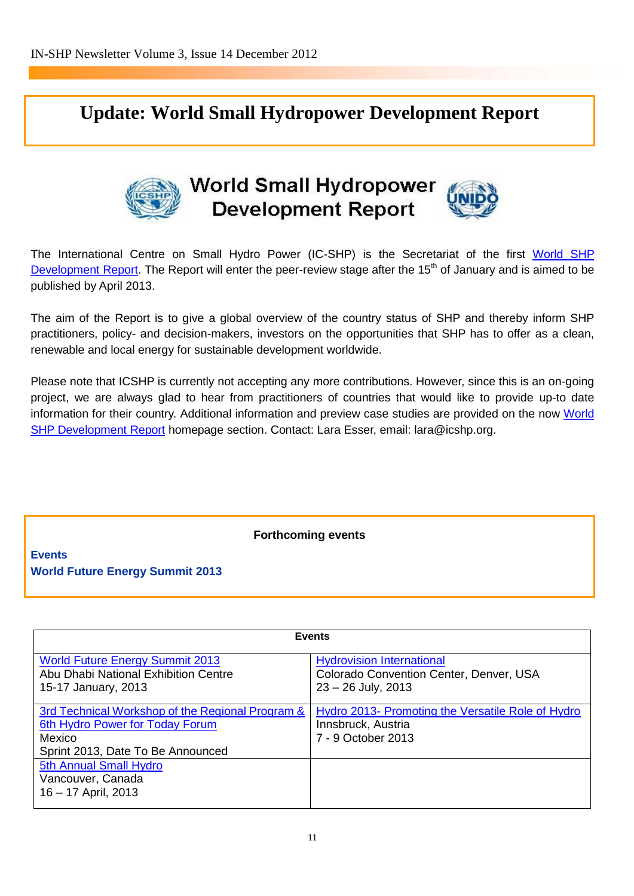# Update: World Small Hydropower Development Report

World Small Hydropower Development Report

The International Centre on Small Hydro Power (IC-SHP) is the Secretariat of the first World SHP Development Report. The Report will enter the peer-review stage after the 15th of January and is aimed to be published by April 2013.

The aim of the Report is to give a global overview of the country status of SHP and thereby inform SHP practitioners, policy- and decision-makers, investors on the opportunities that SHP has to offer as a clean, renewable and local energy for sustainable development worldwide.

Please note that ICSHP is currently not accepting any more contributions. However, since this is an on-going project, we are always glad to hear from practitioners of countries that would like to provide up-to date information for their country. Additional information and preview case studies are provided on the now World SHP Development Report homepage section. Contact: Lara Esser, email: lara@icshp.org.

## Forthcoming events

**Events**

**World Future Energy Summit 2013**

| Events | |
|---|---|
| World Future Energy Summit 2013<br>Abu Dhabi National Exhibition Centre<br>15-17 January, 2013 | Hydrovision International<br>Colorado Convention Center, Denver, USA<br>23 – 26 July, 2013 |
| 3rd Technical Workshop of the Regional Program & 6th Hydro Power for Today Forum<br>Mexico<br>Sprint 2013, Date To Be Announced | Hydro 2013- Promoting the Versatile Role of Hydro<br>Innsbruck, Austria<br>7 - 9 October 2013 |
| 5th Annual Small Hydro<br>Vancouver, Canada<br>16 – 17 April, 2013 | |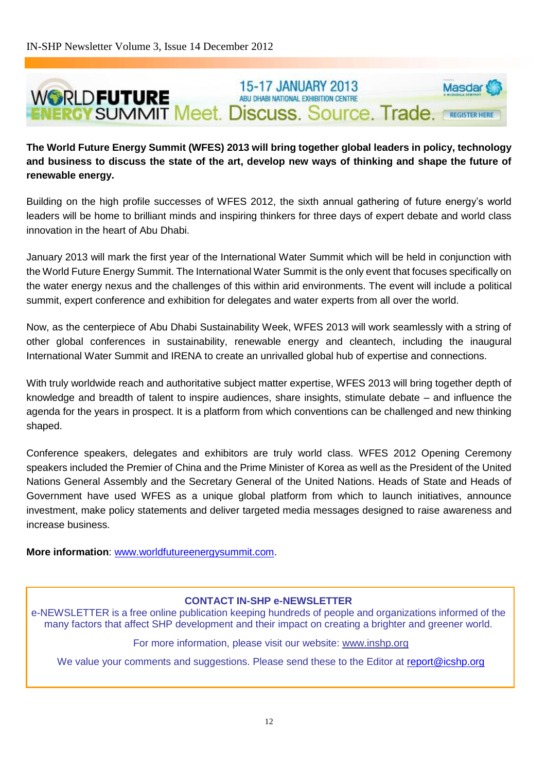WORLD FUTURE ENERGY SUMMIT

15-17 JANUARY 2013
ABU DHABI NATIONAL EXHIBITION CENTRE

Meet. Discuss. Source. Trade.

Masdar

REGISTER HERE

**The World Future Energy Summit (WFES) 2013 will bring together global leaders in policy, technology and business to discuss the state of the art, develop new ways of thinking and shape the future of renewable energy.**

Building on the high profile successes of WFES 2012, the sixth annual gathering of future energy's world leaders will be home to brilliant minds and inspiring thinkers for three days of expert debate and world class innovation in the heart of Abu Dhabi.

January 2013 will mark the first year of the International Water Summit which will be held in conjunction with the World Future Energy Summit. The International Water Summit is the only event that focuses specifically on the water energy nexus and the challenges of this within arid environments. The event will include a political summit, expert conference and exhibition for delegates and water experts from all over the world.

Now, as the centerpiece of Abu Dhabi Sustainability Week, WFES 2013 will work seamlessly with a string of other global conferences in sustainability, renewable energy and cleantech, including the inaugural International Water Summit and IRENA to create an unrivalled global hub of expertise and connections.

With truly worldwide reach and authoritative subject matter expertise, WFES 2013 will bring together depth of knowledge and breadth of talent to inspire audiences, share insights, stimulate debate – and influence the agenda for the years in prospect. It is a platform from which conventions can be challenged and new thinking shaped.

Conference speakers, delegates and exhibitors are truly world class. WFES 2012 Opening Ceremony speakers included the Premier of China and the Prime Minister of Korea as well as the President of the United Nations General Assembly and the Secretary General of the United Nations. Heads of State and Heads of Government have used WFES as a unique global platform from which to launch initiatives, announce investment, make policy statements and deliver targeted media messages designed to raise awareness and increase business.

**More information**: www.worldfutureenergysummit.com.

**CONTACT IN-SHP e-NEWSLETTER**

e-NEWSLETTER is a free online publication keeping hundreds of people and organizations informed of the many factors that affect SHP development and their impact on creating a brighter and greener world.

For more information, please visit our website: www.inshp.org

We value your comments and suggestions. Please send these to the Editor at report@icshp.org